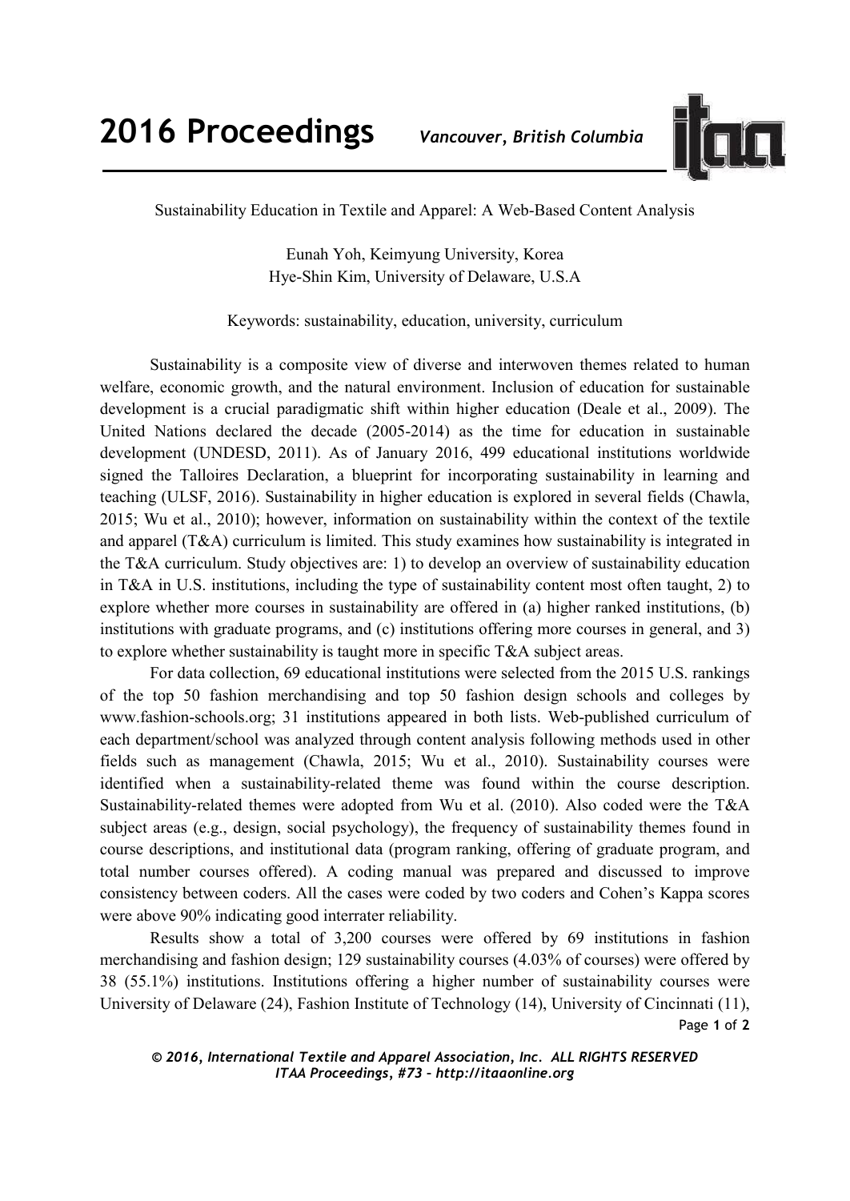# Sustainability Education in Textile and Apparel: A Web-Based Content Analysis

Eunah Yoh, Keimyung University, Korea
Hye-Shin Kim, University of Delaware, U.S.A

Keywords: sustainability, education, university, curriculum

Sustainability is a composite view of diverse and interwoven themes related to human welfare, economic growth, and the natural environment. Inclusion of education for sustainable development is a crucial paradigmatic shift within higher education (Deale et al., 2009). The United Nations declared the decade (2005-2014) as the time for education in sustainable development (UNDESD, 2011). As of January 2016, 499 educational institutions worldwide signed the Talloires Declaration, a blueprint for incorporating sustainability in learning and teaching (ULSF, 2016). Sustainability in higher education is explored in several fields (Chawla, 2015; Wu et al., 2010); however, information on sustainability within the context of the textile and apparel (T&A) curriculum is limited. This study examines how sustainability is integrated in the T&A curriculum. Study objectives are: 1) to develop an overview of sustainability education in T&A in U.S. institutions, including the type of sustainability content most often taught, 2) to explore whether more courses in sustainability are offered in (a) higher ranked institutions, (b) institutions with graduate programs, and (c) institutions offering more courses in general, and 3) to explore whether sustainability is taught more in specific T&A subject areas.

For data collection, 69 educational institutions were selected from the 2015 U.S. rankings of the top 50 fashion merchandising and top 50 fashion design schools and colleges by www.fashion-schools.org; 31 institutions appeared in both lists. Web-published curriculum of each department/school was analyzed through content analysis following methods used in other fields such as management (Chawla, 2015; Wu et al., 2010). Sustainability courses were identified when a sustainability-related theme was found within the course description. Sustainability-related themes were adopted from Wu et al. (2010). Also coded were the T&A subject areas (e.g., design, social psychology), the frequency of sustainability themes found in course descriptions, and institutional data (program ranking, offering of graduate program, and total number courses offered). A coding manual was prepared and discussed to improve consistency between coders. All the cases were coded by two coders and Cohen's Kappa scores were above 90% indicating good interrater reliability.

Results show a total of 3,200 courses were offered by 69 institutions in fashion merchandising and fashion design; 129 sustainability courses (4.03% of courses) were offered by 38 (55.1%) institutions. Institutions offering a higher number of sustainability courses were University of Delaware (24), Fashion Institute of Technology (14), University of Cincinnati (11),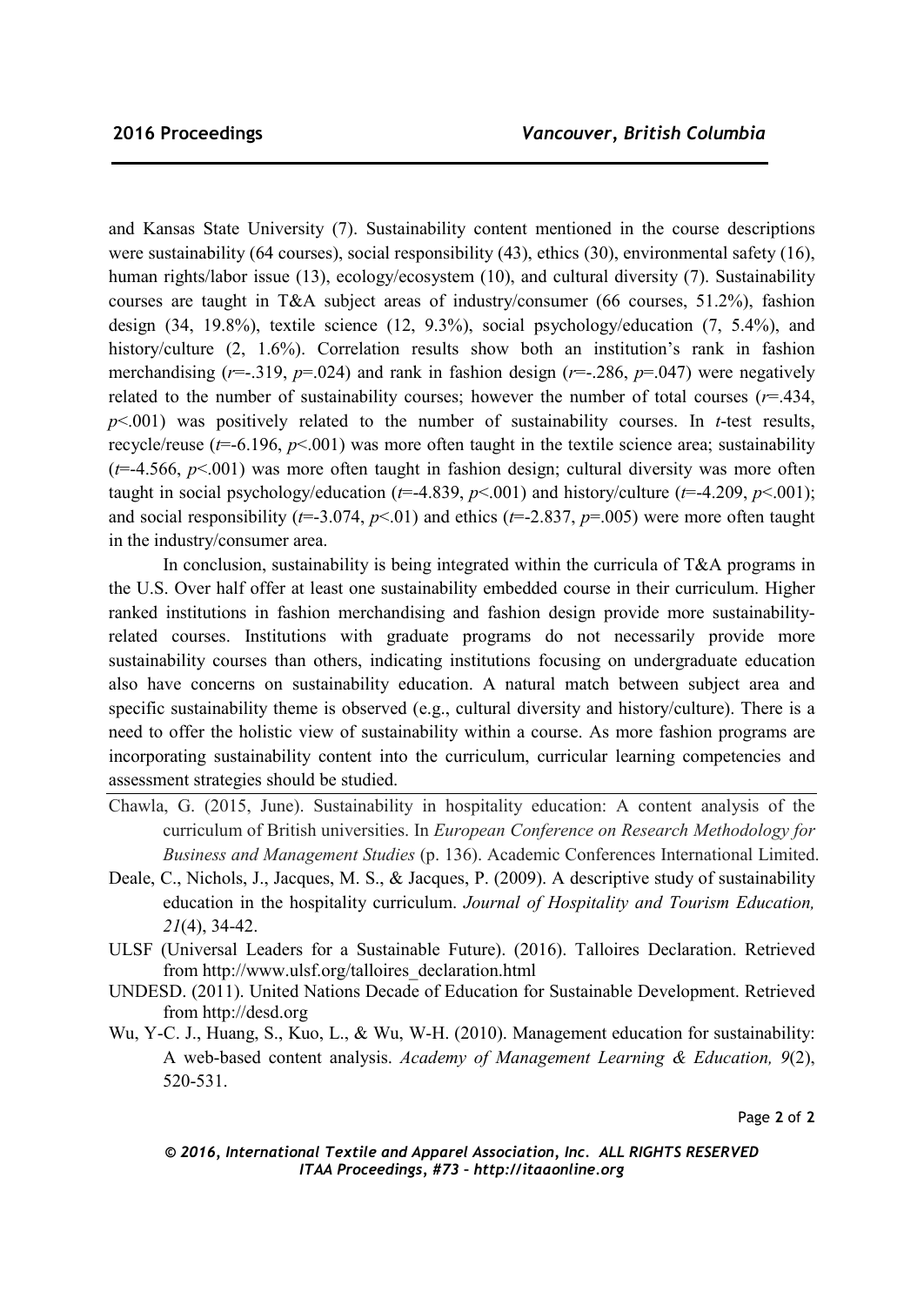and Kansas State University (7). Sustainability content mentioned in the course descriptions were sustainability (64 courses), social responsibility (43), ethics (30), environmental safety (16), human rights/labor issue (13), ecology/ecosystem (10), and cultural diversity (7). Sustainability courses are taught in T&A subject areas of industry/consumer (66 courses, 51.2%), fashion design (34, 19.8%), textile science (12, 9.3%), social psychology/education (7, 5.4%), and history/culture (2, 1.6%). Correlation results show both an institution's rank in fashion merchandising ($r$=-.319, $p$=.024) and rank in fashion design ($r$=-.286, $p$=.047) were negatively related to the number of sustainability courses; however the number of total courses ($r$=.434, $p$<.001) was positively related to the number of sustainability courses. In $t$-test results, recycle/reuse ($t$=-6.196, $p$<.001) was more often taught in the textile science area; sustainability ($t$=-4.566, $p$<.001) was more often taught in fashion design; cultural diversity was more often taught in social psychology/education ($t$=-4.839, $p$<.001) and history/culture ($t$=-4.209, $p$<.001); and social responsibility ($t$=-3.074, $p$<.01) and ethics ($t$=-2.837, $p$=.005) were more often taught in the industry/consumer area.

In conclusion, sustainability is being integrated within the curricula of T&A programs in the U.S. Over half offer at least one sustainability embedded course in their curriculum. Higher ranked institutions in fashion merchandising and fashion design provide more sustainability-related courses. Institutions with graduate programs do not necessarily provide more sustainability courses than others, indicating institutions focusing on undergraduate education also have concerns on sustainability education. A natural match between subject area and specific sustainability theme is observed (e.g., cultural diversity and history/culture). There is a need to offer the holistic view of sustainability within a course. As more fashion programs are incorporating sustainability content into the curriculum, curricular learning competencies and assessment strategies should be studied.

---

Chawla, G. (2015, June). Sustainability in hospitality education: A content analysis of the curriculum of British universities. In *European Conference on Research Methodology for Business and Management Studies* (p. 136). Academic Conferences International Limited.

Deale, C., Nichols, J., Jacques, M. S., & Jacques, P. (2009). A descriptive study of sustainability education in the hospitality curriculum. *Journal of Hospitality and Tourism Education, 21*(4), 34-42.

ULSF (Universal Leaders for a Sustainable Future). (2016). Talloires Declaration. Retrieved from http://www.ulsf.org/talloires_declaration.html

UNDESD. (2011). United Nations Decade of Education for Sustainable Development. Retrieved from http://desd.org

Wu, Y-C. J., Huang, S., Kuo, L., & Wu, W-H. (2010). Management education for sustainability: A web-based content analysis. *Academy of Management Learning & Education, 9*(2), 520-531.